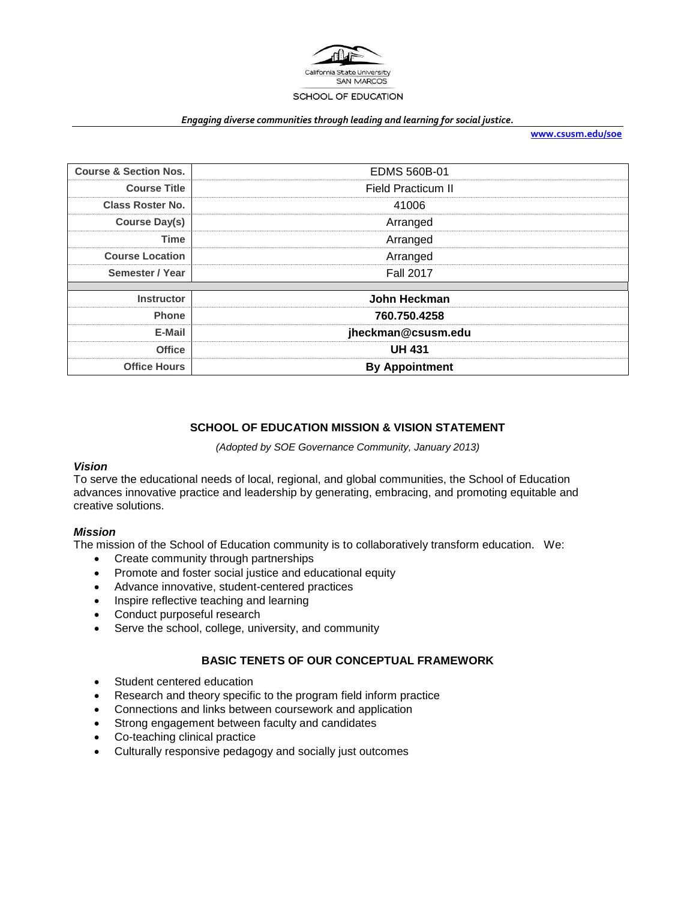California State University SAN MARCOS

SCHOOL OF EDUCATION

*Engaging diverse communities through leading and learning for social justice.*

**www.csusm.edu/soe**

| Course & Section Nos. | EDMS 560B-01 |
|---|---|
| Course Title | Field Practicum II |
| Class Roster No. | 41006 |
| Course Day(s) | Arranged |
| Time | Arranged |
| Course Location | Arranged |
| Semester / Year | Fall 2017 |
| | |
| Instructor | **John Heckman** |
| Phone | **760.750.4258** |
| E-Mail | **jheckman@csusm.edu** |
| Office | **UH 431** |
| Office Hours | **By Appointment** |

## SCHOOL OF EDUCATION MISSION & VISION STATEMENT

*(Adopted by SOE Governance Community, January 2013)*

### *Vision*

To serve the educational needs of local, regional, and global communities, the School of Education advances innovative practice and leadership by generating, embracing, and promoting equitable and creative solutions.

### *Mission*

The mission of the School of Education community is to collaboratively transform education. We:

- Create community through partnerships
- Promote and foster social justice and educational equity
- Advance innovative, student-centered practices
- Inspire reflective teaching and learning
- Conduct purposeful research
- Serve the school, college, university, and community

## BASIC TENETS OF OUR CONCEPTUAL FRAMEWORK

- Student centered education
- Research and theory specific to the program field inform practice
- Connections and links between coursework and application
- Strong engagement between faculty and candidates
- Co-teaching clinical practice
- Culturally responsive pedagogy and socially just outcomes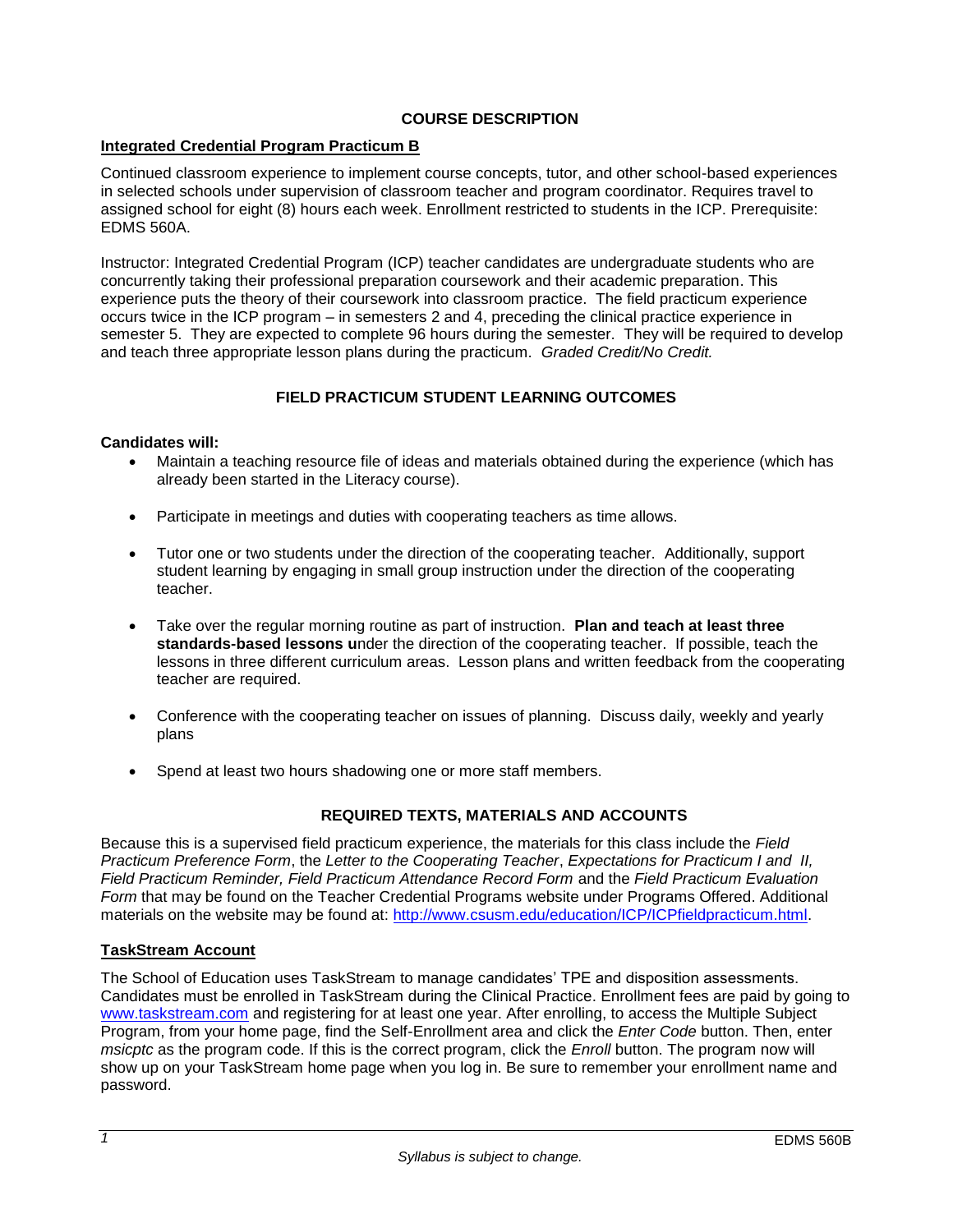## COURSE DESCRIPTION

**Integrated Credential Program Practicum B**

Continued classroom experience to implement course concepts, tutor, and other school-based experiences in selected schools under supervision of classroom teacher and program coordinator. Requires travel to assigned school for eight (8) hours each week. Enrollment restricted to students in the ICP. Prerequisite: EDMS 560A.

Instructor: Integrated Credential Program (ICP) teacher candidates are undergraduate students who are concurrently taking their professional preparation coursework and their academic preparation. This experience puts the theory of their coursework into classroom practice. The field practicum experience occurs twice in the ICP program – in semesters 2 and 4, preceding the clinical practice experience in semester 5. They are expected to complete 96 hours during the semester. They will be required to develop and teach three appropriate lesson plans during the practicum. *Graded Credit/No Credit.*

## FIELD PRACTICUM STUDENT LEARNING OUTCOMES

**Candidates will:**

- Maintain a teaching resource file of ideas and materials obtained during the experience (which has already been started in the Literacy course).
- Participate in meetings and duties with cooperating teachers as time allows.
- Tutor one or two students under the direction of the cooperating teacher. Additionally, support student learning by engaging in small group instruction under the direction of the cooperating teacher.
- Take over the regular morning routine as part of instruction. **Plan and teach at least three standards-based lessons u**nder the direction of the cooperating teacher. If possible, teach the lessons in three different curriculum areas. Lesson plans and written feedback from the cooperating teacher are required.
- Conference with the cooperating teacher on issues of planning. Discuss daily, weekly and yearly plans
- Spend at least two hours shadowing one or more staff members.

## REQUIRED TEXTS, MATERIALS AND ACCOUNTS

Because this is a supervised field practicum experience, the materials for this class include the *Field Practicum Preference Form*, the *Letter to the Cooperating Teacher*, *Expectations for Practicum I and II, Field Practicum Reminder, Field Practicum Attendance Record Form* and the *Field Practicum Evaluation Form* that may be found on the Teacher Credential Programs website under Programs Offered. Additional materials on the website may be found at: http://www.csusm.edu/education/ICP/ICPfieldpracticum.html.

**TaskStream Account**

The School of Education uses TaskStream to manage candidates' TPE and disposition assessments. Candidates must be enrolled in TaskStream during the Clinical Practice. Enrollment fees are paid by going to www.taskstream.com and registering for at least one year. After enrolling, to access the Multiple Subject Program, from your home page, find the Self-Enrollment area and click the *Enter Code* button. Then, enter *msicptc* as the program code. If this is the correct program, click the *Enroll* button. The program now will show up on your TaskStream home page when you log in. Be sure to remember your enrollment name and password.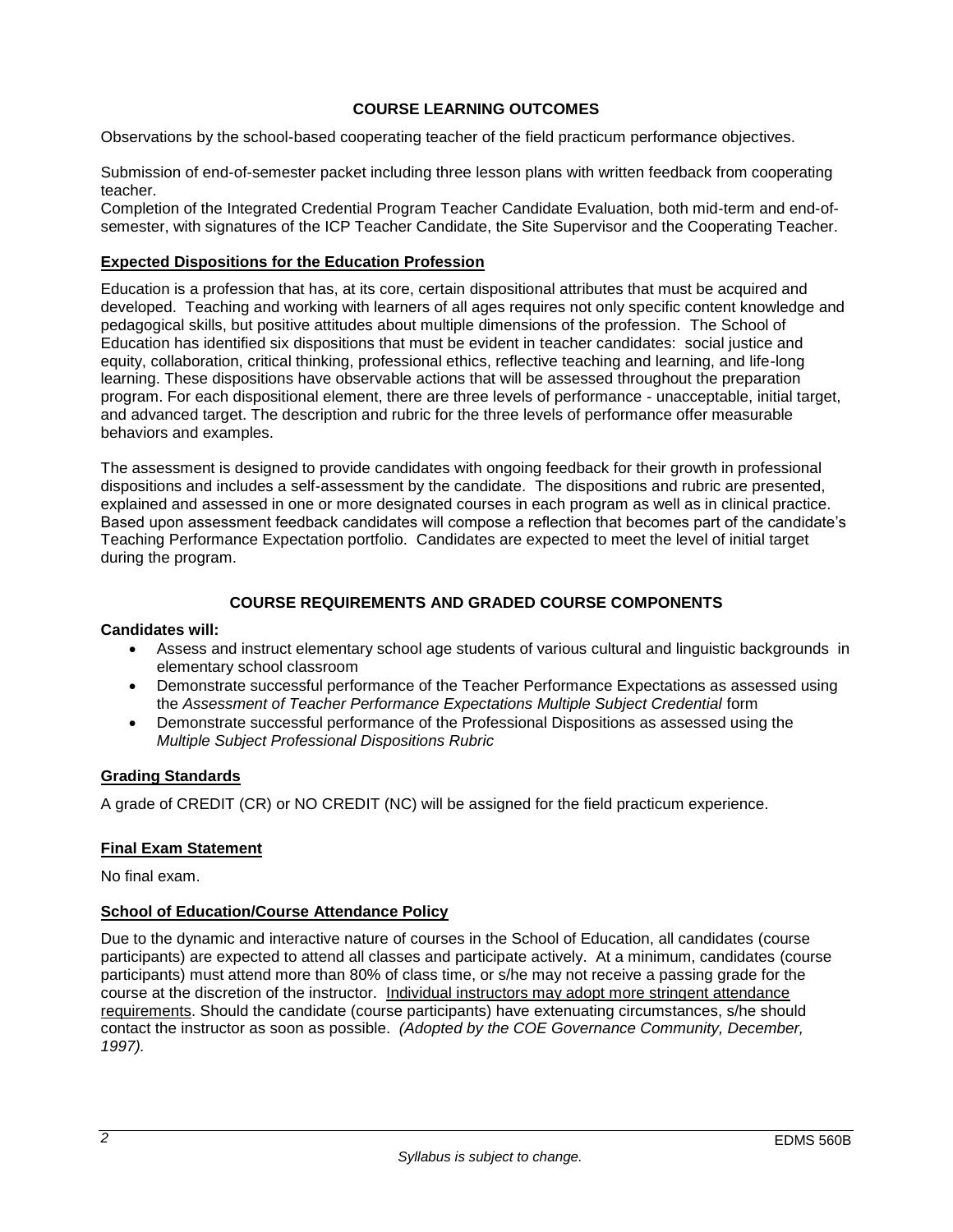## COURSE LEARNING OUTCOMES

Observations by the school-based cooperating teacher of the field practicum performance objectives.

Submission of end-of-semester packet including three lesson plans with written feedback from cooperating teacher.
Completion of the Integrated Credential Program Teacher Candidate Evaluation, both mid-term and end-of-semester, with signatures of the ICP Teacher Candidate, the Site Supervisor and the Cooperating Teacher.

### Expected Dispositions for the Education Profession

Education is a profession that has, at its core, certain dispositional attributes that must be acquired and developed. Teaching and working with learners of all ages requires not only specific content knowledge and pedagogical skills, but positive attitudes about multiple dimensions of the profession. The School of Education has identified six dispositions that must be evident in teacher candidates: social justice and equity, collaboration, critical thinking, professional ethics, reflective teaching and learning, and life-long learning. These dispositions have observable actions that will be assessed throughout the preparation program. For each dispositional element, there are three levels of performance - unacceptable, initial target, and advanced target. The description and rubric for the three levels of performance offer measurable behaviors and examples.

The assessment is designed to provide candidates with ongoing feedback for their growth in professional dispositions and includes a self-assessment by the candidate. The dispositions and rubric are presented, explained and assessed in one or more designated courses in each program as well as in clinical practice. Based upon assessment feedback candidates will compose a reflection that becomes part of the candidate's Teaching Performance Expectation portfolio. Candidates are expected to meet the level of initial target during the program.

## COURSE REQUIREMENTS AND GRADED COURSE COMPONENTS

**Candidates will:**

- Assess and instruct elementary school age students of various cultural and linguistic backgrounds in elementary school classroom
- Demonstrate successful performance of the Teacher Performance Expectations as assessed using the *Assessment of Teacher Performance Expectations Multiple Subject Credential* form
- Demonstrate successful performance of the Professional Dispositions as assessed using the *Multiple Subject Professional Dispositions Rubric*

### Grading Standards

A grade of CREDIT (CR) or NO CREDIT (NC) will be assigned for the field practicum experience.

### Final Exam Statement

No final exam.

### School of Education/Course Attendance Policy

Due to the dynamic and interactive nature of courses in the School of Education, all candidates (course participants) are expected to attend all classes and participate actively. At a minimum, candidates (course participants) must attend more than 80% of class time, or s/he may not receive a passing grade for the course at the discretion of the instructor. Individual instructors may adopt more stringent attendance requirements. Should the candidate (course participants) have extenuating circumstances, s/he should contact the instructor as soon as possible. *(Adopted by the COE Governance Community, December, 1997).*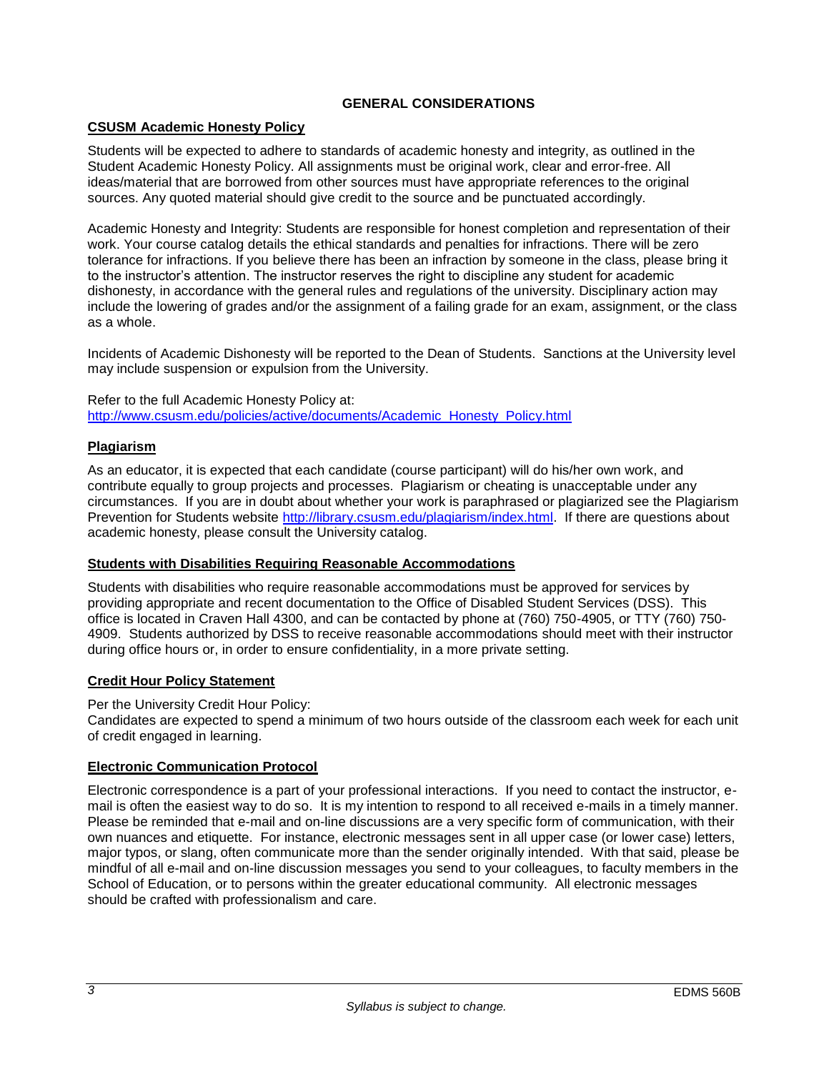## GENERAL CONSIDERATIONS

### CSUSM Academic Honesty Policy

Students will be expected to adhere to standards of academic honesty and integrity, as outlined in the Student Academic Honesty Policy. All assignments must be original work, clear and error-free. All ideas/material that are borrowed from other sources must have appropriate references to the original sources. Any quoted material should give credit to the source and be punctuated accordingly.

Academic Honesty and Integrity: Students are responsible for honest completion and representation of their work. Your course catalog details the ethical standards and penalties for infractions. There will be zero tolerance for infractions. If you believe there has been an infraction by someone in the class, please bring it to the instructor's attention. The instructor reserves the right to discipline any student for academic dishonesty, in accordance with the general rules and regulations of the university. Disciplinary action may include the lowering of grades and/or the assignment of a failing grade for an exam, assignment, or the class as a whole.

Incidents of Academic Dishonesty will be reported to the Dean of Students. Sanctions at the University level may include suspension or expulsion from the University.

Refer to the full Academic Honesty Policy at:
http://www.csusm.edu/policies/active/documents/Academic_Honesty_Policy.html

### Plagiarism

As an educator, it is expected that each candidate (course participant) will do his/her own work, and contribute equally to group projects and processes. Plagiarism or cheating is unacceptable under any circumstances. If you are in doubt about whether your work is paraphrased or plagiarized see the Plagiarism Prevention for Students website http://library.csusm.edu/plagiarism/index.html. If there are questions about academic honesty, please consult the University catalog.

### Students with Disabilities Requiring Reasonable Accommodations

Students with disabilities who require reasonable accommodations must be approved for services by providing appropriate and recent documentation to the Office of Disabled Student Services (DSS). This office is located in Craven Hall 4300, and can be contacted by phone at (760) 750-4905, or TTY (760) 750-4909. Students authorized by DSS to receive reasonable accommodations should meet with their instructor during office hours or, in order to ensure confidentiality, in a more private setting.

### Credit Hour Policy Statement

Per the University Credit Hour Policy:
Candidates are expected to spend a minimum of two hours outside of the classroom each week for each unit of credit engaged in learning.

### Electronic Communication Protocol

Electronic correspondence is a part of your professional interactions. If you need to contact the instructor, e-mail is often the easiest way to do so. It is my intention to respond to all received e-mails in a timely manner. Please be reminded that e-mail and on-line discussions are a very specific form of communication, with their own nuances and etiquette. For instance, electronic messages sent in all upper case (or lower case) letters, major typos, or slang, often communicate more than the sender originally intended. With that said, please be mindful of all e-mail and on-line discussion messages you send to your colleagues, to faculty members in the School of Education, or to persons within the greater educational community. All electronic messages should be crafted with professionalism and care.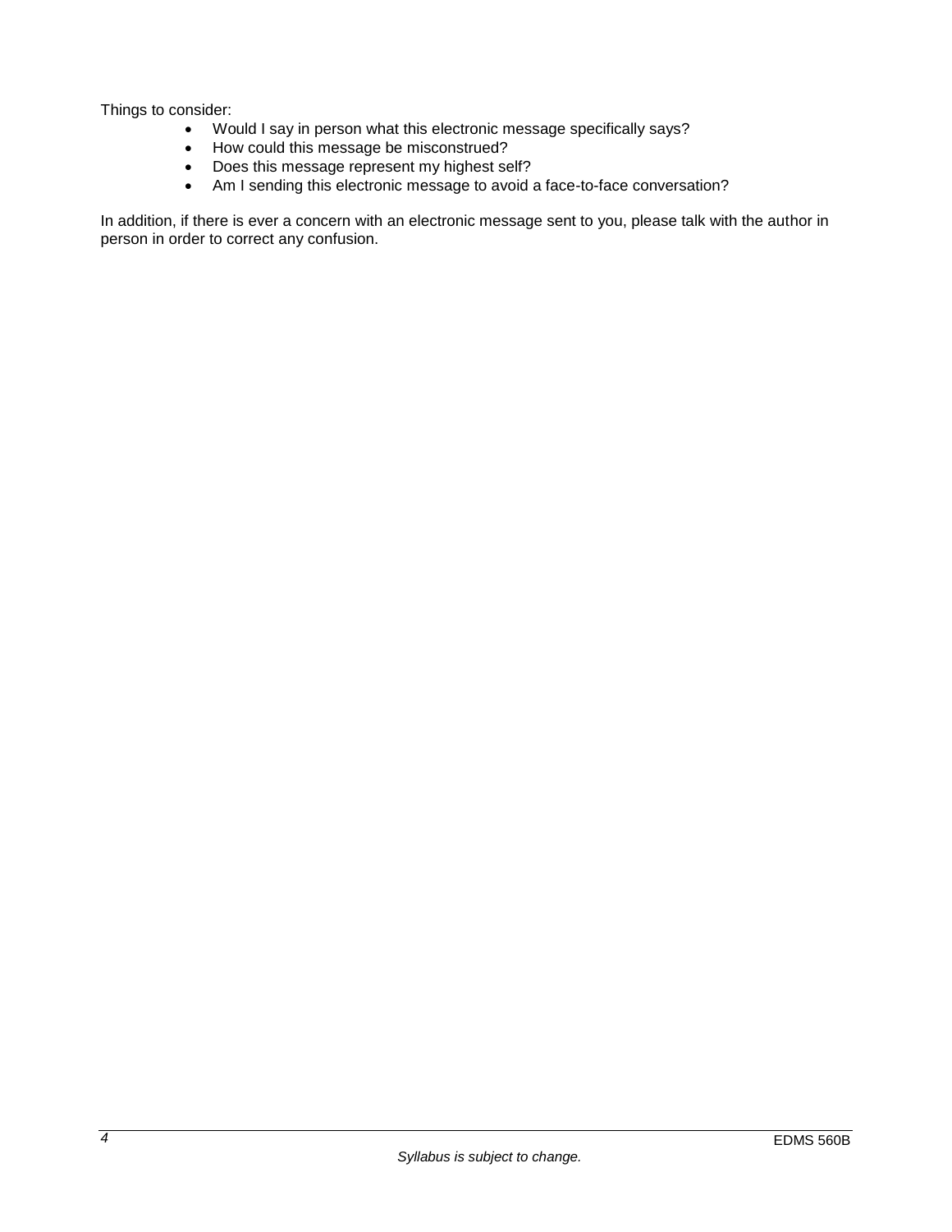Things to consider:

- Would I say in person what this electronic message specifically says?
- How could this message be misconstrued?
- Does this message represent my highest self?
- Am I sending this electronic message to avoid a face-to-face conversation?

In addition, if there is ever a concern with an electronic message sent to you, please talk with the author in person in order to correct any confusion.